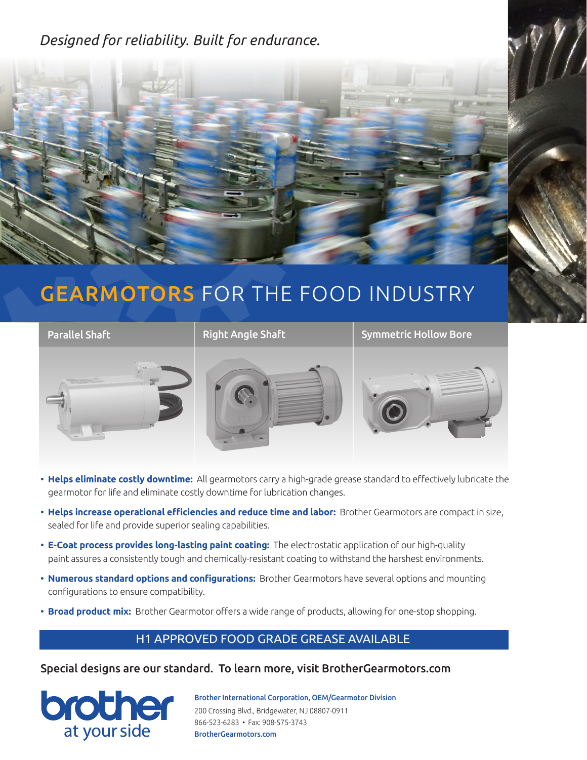*Designed for reliability. Built for endurance.*

# GEARMOTORS FOR THE FOOD INDUSTRY

| Parallel Shaft | Right Angle Shaft | Symmetric Hollow Bore |
|---|---|---|

- **Helps eliminate costly downtime:** All gearmotors carry a high-grade grease standard to effectively lubricate the gearmotor for life and eliminate costly downtime for lubrication changes.
- **Helps increase operational efficiencies and reduce time and labor:** Brother Gearmotors are compact in size, sealed for life and provide superior sealing capabilities.
- **E-Coat process provides long-lasting paint coating:** The electrostatic application of our high-quality paint assures a consistently tough and chemically-resistant coating to withstand the harshest environments.
- **Numerous standard options and configurations:** Brother Gearmotors have several options and mounting configurations to ensure compatibility.
- **Broad product mix:** Brother Gearmotor offers a wide range of products, allowing for one-stop shopping.

## H1 APPROVED FOOD GRADE GREASE AVAILABLE

**Special designs are our standard. To learn more, visit BrotherGearmotors.com**

brother
at your side

**Brother International Corporation, OEM/Gearmotor Division**
200 Crossing Blvd., Bridgewater, NJ 08807-0911
866-523-6283 • Fax: 908-575-3743
**BrotherGearmotors.com**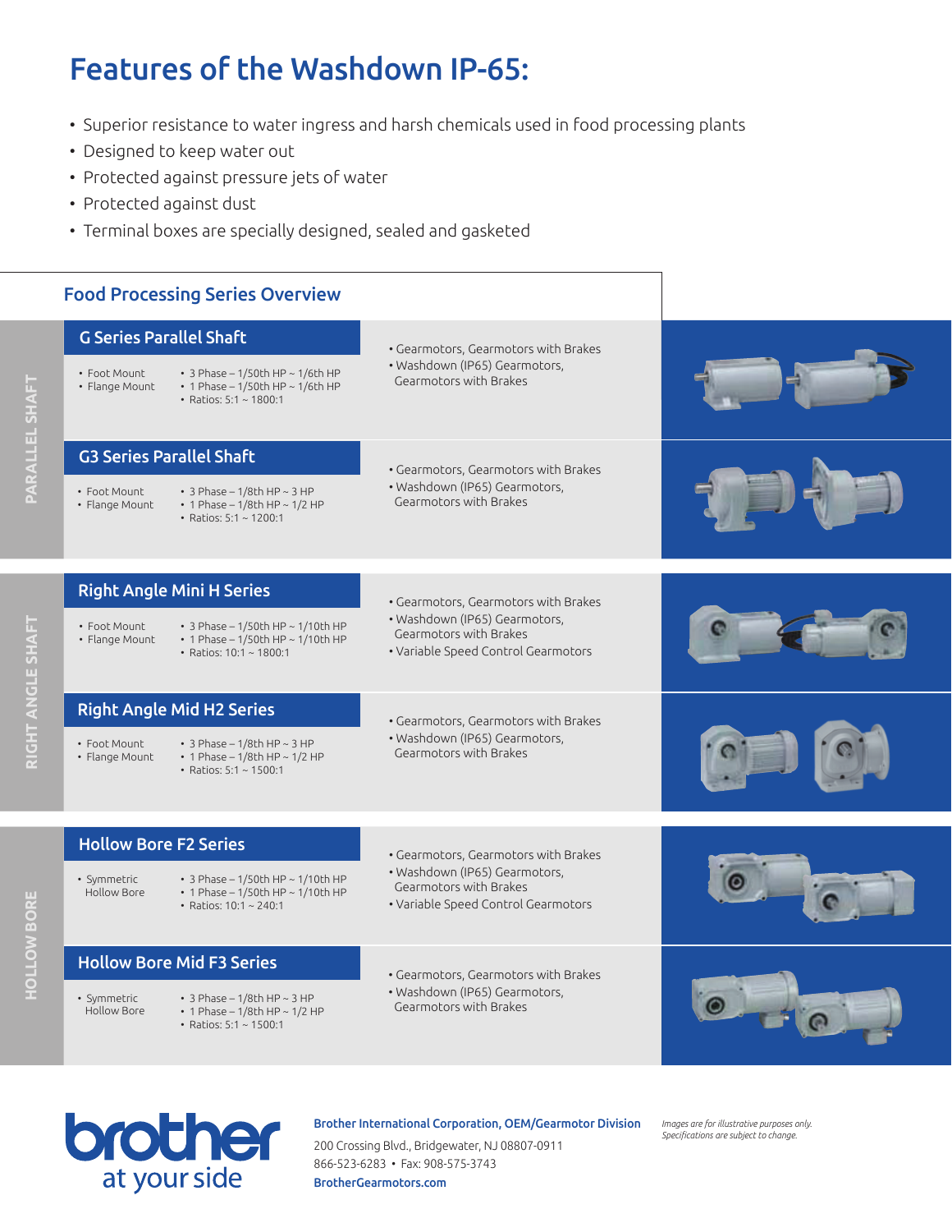# Features of the Washdown IP-65:

- Superior resistance to water ingress and harsh chemicals used in food processing plants
- Designed to keep water out
- Protected against pressure jets of water
- Protected against dust
- Terminal boxes are specially designed, sealed and gasketed

## Food Processing Series Overview

### PARALLEL SHAFT

#### G Series Parallel Shaft

- Foot Mount
- Flange Mount

- 3 Phase – 1/50th HP ~ 1/6th HP
- 1 Phase – 1/50th HP ~ 1/6th HP
- Ratios: 5:1 ~ 1800:1

- Gearmotors, Gearmotors with Brakes
- Washdown (IP65) Gearmotors, Gearmotors with Brakes

#### G3 Series Parallel Shaft

- Foot Mount
- Flange Mount

- 3 Phase – 1/8th HP ~ 3 HP
- 1 Phase – 1/8th HP ~ 1/2 HP
- Ratios: 5:1 ~ 1200:1

- Gearmotors, Gearmotors with Brakes
- Washdown (IP65) Gearmotors, Gearmotors with Brakes

### RIGHT ANGLE SHAFT

#### Right Angle Mini H Series

- Foot Mount
- Flange Mount

- 3 Phase – 1/50th HP ~ 1/10th HP
- 1 Phase – 1/50th HP ~ 1/10th HP
- Ratios: 10:1 ~ 1800:1

- Gearmotors, Gearmotors with Brakes
- Washdown (IP65) Gearmotors, Gearmotors with Brakes
- Variable Speed Control Gearmotors

#### Right Angle Mid H2 Series

- Foot Mount
- Flange Mount

- 3 Phase – 1/8th HP ~ 3 HP
- 1 Phase – 1/8th HP ~ 1/2 HP
- Ratios: 5:1 ~ 1500:1

- Gearmotors, Gearmotors with Brakes
- Washdown (IP65) Gearmotors, Gearmotors with Brakes

### HOLLOW BORE

#### Hollow Bore F2 Series

- Symmetric Hollow Bore

- 3 Phase – 1/50th HP ~ 1/10th HP
- 1 Phase – 1/50th HP ~ 1/10th HP
- Ratios: 10:1 ~ 240:1

- Gearmotors, Gearmotors with Brakes
- Washdown (IP65) Gearmotors, Gearmotors with Brakes
- Variable Speed Control Gearmotors

#### Hollow Bore Mid F3 Series

- Symmetric Hollow Bore

- 3 Phase – 1/8th HP ~ 3 HP
- 1 Phase – 1/8th HP ~ 1/2 HP
- Ratios: 5:1 ~ 1500:1

- Gearmotors, Gearmotors with Brakes
- Washdown (IP65) Gearmotors, Gearmotors with Brakes

brother at your side

**Brother International Corporation, OEM/Gearmotor Division**
200 Crossing Blvd., Bridgewater, NJ 08807-0911
866-523-6283 • Fax: 908-575-3743
**BrotherGearmotors.com**

*Images are for illustrative purposes only. Specifications are subject to change.*